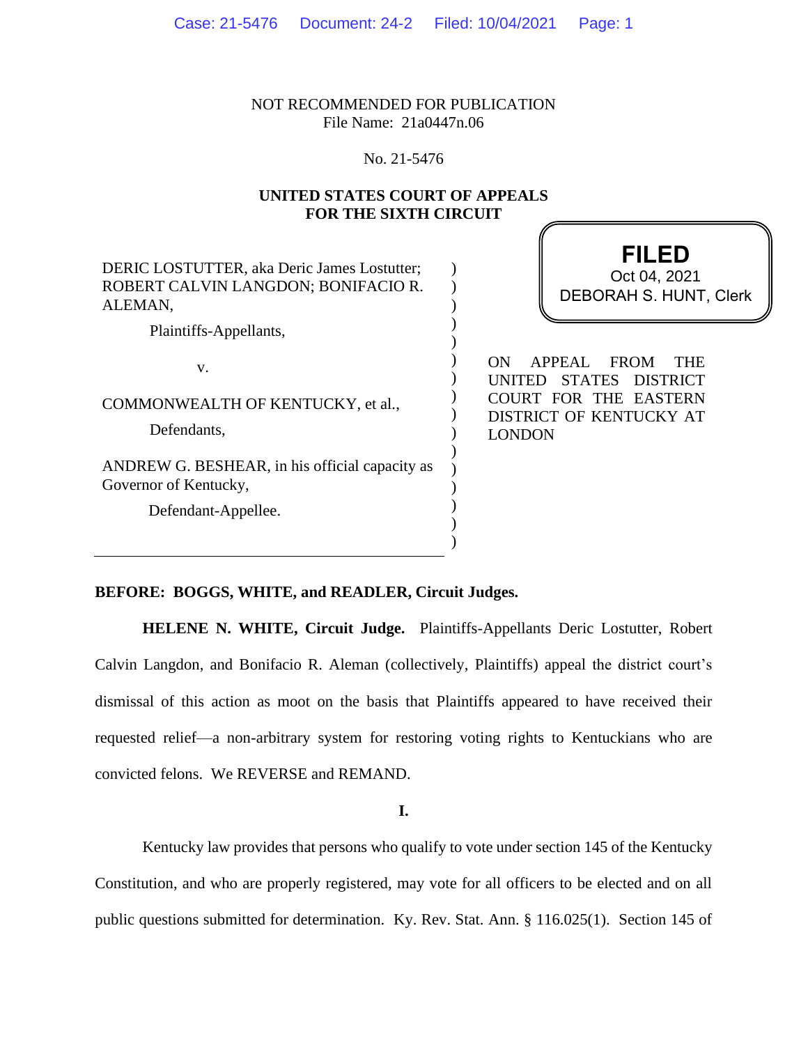NOT RECOMMENDED FOR PUBLICATION
File Name: 21a0447n.06

No. 21-5476

**UNITED STATES COURT OF APPEALS
FOR THE SIXTH CIRCUIT**

**FILED**
Oct 04, 2021
DEBORAH S. HUNT, Clerk

DERIC LOSTUTTER, aka Deric James Lostutter; ROBERT CALVIN LANGDON; BONIFACIO R. ALEMAN,

Plaintiffs-Appellants,

v.

COMMONWEALTH OF KENTUCKY, et al.,

Defendants,

ANDREW G. BESHEAR, in his official capacity as Governor of Kentucky,

Defendant-Appellee.

ON APPEAL FROM THE UNITED STATES DISTRICT COURT FOR THE EASTERN DISTRICT OF KENTUCKY AT LONDON

**BEFORE: BOGGS, WHITE, and READLER, Circuit Judges.**

**HELENE N. WHITE, Circuit Judge.** Plaintiffs-Appellants Deric Lostutter, Robert Calvin Langdon, and Bonifacio R. Aleman (collectively, Plaintiffs) appeal the district court's dismissal of this action as moot on the basis that Plaintiffs appeared to have received their requested relief—a non-arbitrary system for restoring voting rights to Kentuckians who are convicted felons. We REVERSE and REMAND.

**I.**

Kentucky law provides that persons who qualify to vote under section 145 of the Kentucky Constitution, and who are properly registered, may vote for all officers to be elected and on all public questions submitted for determination. Ky. Rev. Stat. Ann. § 116.025(1). Section 145 of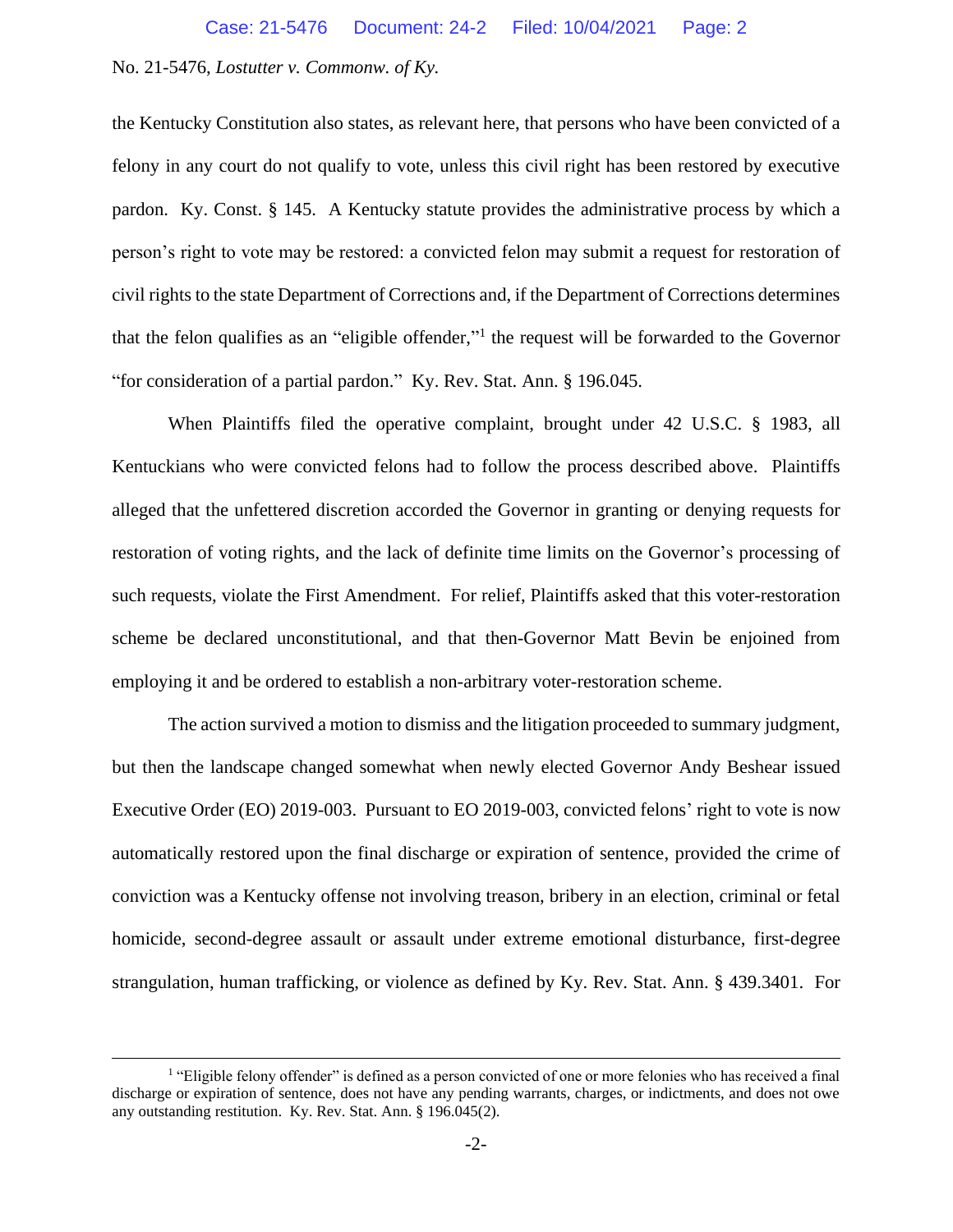the Kentucky Constitution also states, as relevant here, that persons who have been convicted of a felony in any court do not qualify to vote, unless this civil right has been restored by executive pardon. Ky. Const. § 145. A Kentucky statute provides the administrative process by which a person's right to vote may be restored: a convicted felon may submit a request for restoration of civil rights to the state Department of Corrections and, if the Department of Corrections determines that the felon qualifies as an "eligible offender,"[1] the request will be forwarded to the Governor "for consideration of a partial pardon." Ky. Rev. Stat. Ann. § 196.045.

When Plaintiffs filed the operative complaint, brought under 42 U.S.C. § 1983, all Kentuckians who were convicted felons had to follow the process described above. Plaintiffs alleged that the unfettered discretion accorded the Governor in granting or denying requests for restoration of voting rights, and the lack of definite time limits on the Governor's processing of such requests, violate the First Amendment. For relief, Plaintiffs asked that this voter-restoration scheme be declared unconstitutional, and that then-Governor Matt Bevin be enjoined from employing it and be ordered to establish a non-arbitrary voter-restoration scheme.

The action survived a motion to dismiss and the litigation proceeded to summary judgment, but then the landscape changed somewhat when newly elected Governor Andy Beshear issued Executive Order (EO) 2019-003. Pursuant to EO 2019-003, convicted felons' right to vote is now automatically restored upon the final discharge or expiration of sentence, provided the crime of conviction was a Kentucky offense not involving treason, bribery in an election, criminal or fetal homicide, second-degree assault or assault under extreme emotional disturbance, first-degree strangulation, human trafficking, or violence as defined by Ky. Rev. Stat. Ann. § 439.3401. For

---

[1] "Eligible felony offender" is defined as a person convicted of one or more felonies who has received a final discharge or expiration of sentence, does not have any pending warrants, charges, or indictments, and does not owe any outstanding restitution. Ky. Rev. Stat. Ann. § 196.045(2).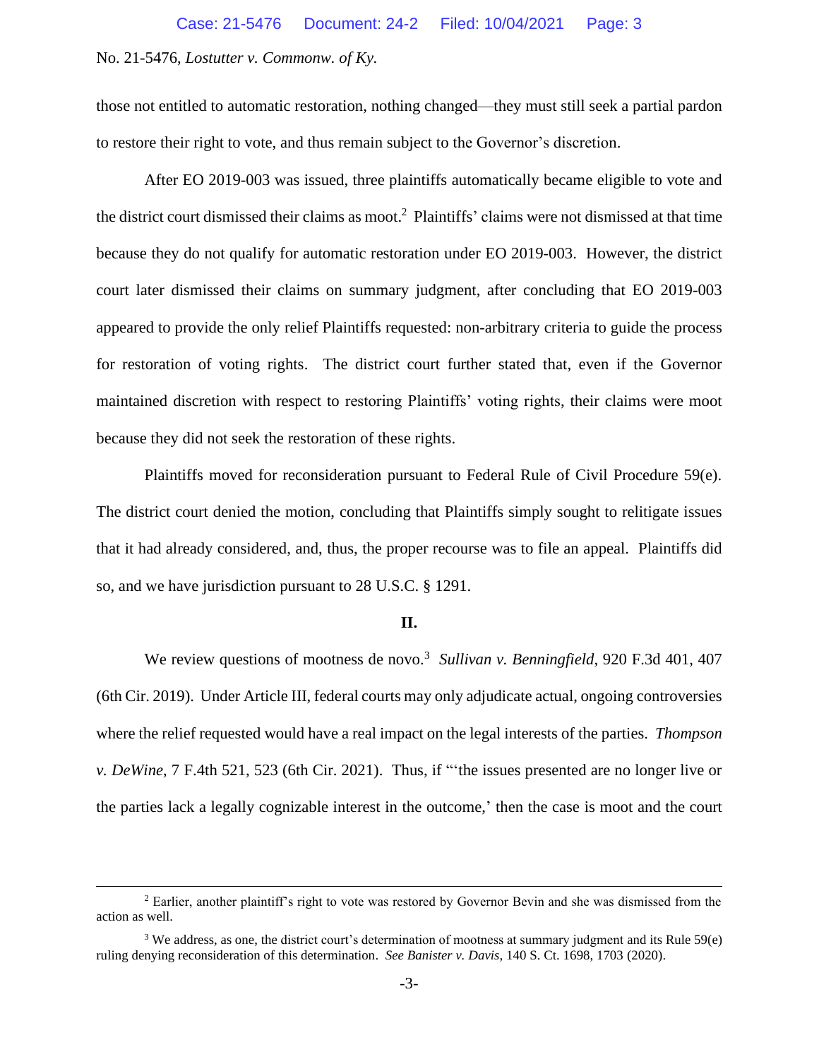those not entitled to automatic restoration, nothing changed—they must still seek a partial pardon to restore their right to vote, and thus remain subject to the Governor's discretion.

After EO 2019-003 was issued, three plaintiffs automatically became eligible to vote and the district court dismissed their claims as moot.[2] Plaintiffs' claims were not dismissed at that time because they do not qualify for automatic restoration under EO 2019-003. However, the district court later dismissed their claims on summary judgment, after concluding that EO 2019-003 appeared to provide the only relief Plaintiffs requested: non-arbitrary criteria to guide the process for restoration of voting rights. The district court further stated that, even if the Governor maintained discretion with respect to restoring Plaintiffs' voting rights, their claims were moot because they did not seek the restoration of these rights.

Plaintiffs moved for reconsideration pursuant to Federal Rule of Civil Procedure 59(e). The district court denied the motion, concluding that Plaintiffs simply sought to relitigate issues that it had already considered, and, thus, the proper recourse was to file an appeal. Plaintiffs did so, and we have jurisdiction pursuant to 28 U.S.C. § 1291.

## II.

We review questions of mootness de novo.[3] *Sullivan v. Benningfield*, 920 F.3d 401, 407 (6th Cir. 2019). Under Article III, federal courts may only adjudicate actual, ongoing controversies where the relief requested would have a real impact on the legal interests of the parties. *Thompson v. DeWine*, 7 F.4th 521, 523 (6th Cir. 2021). Thus, if "'the issues presented are no longer live or the parties lack a legally cognizable interest in the outcome,' then the case is moot and the court

---

[2] Earlier, another plaintiff's right to vote was restored by Governor Bevin and she was dismissed from the action as well.

[3] We address, as one, the district court's determination of mootness at summary judgment and its Rule 59(e) ruling denying reconsideration of this determination. *See Banister v. Davis*, 140 S. Ct. 1698, 1703 (2020).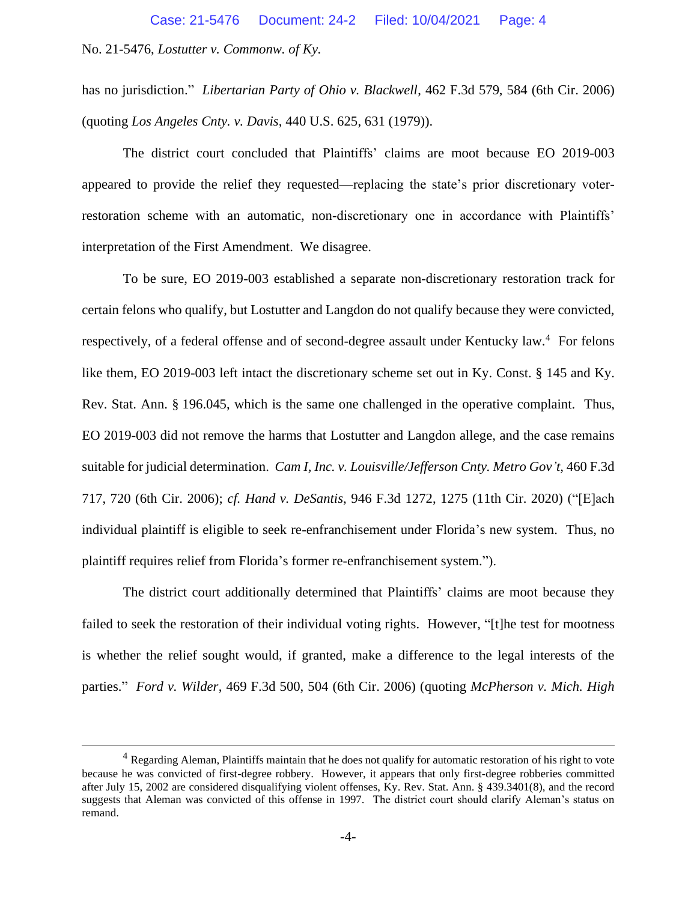has no jurisdiction." *Libertarian Party of Ohio v. Blackwell*, 462 F.3d 579, 584 (6th Cir. 2006) (quoting *Los Angeles Cnty. v. Davis*, 440 U.S. 625, 631 (1979)).

The district court concluded that Plaintiffs' claims are moot because EO 2019-003 appeared to provide the relief they requested—replacing the state's prior discretionary voter-restoration scheme with an automatic, non-discretionary one in accordance with Plaintiffs' interpretation of the First Amendment. We disagree.

To be sure, EO 2019-003 established a separate non-discretionary restoration track for certain felons who qualify, but Lostutter and Langdon do not qualify because they were convicted, respectively, of a federal offense and of second-degree assault under Kentucky law.[4] For felons like them, EO 2019-003 left intact the discretionary scheme set out in Ky. Const. § 145 and Ky. Rev. Stat. Ann. § 196.045, which is the same one challenged in the operative complaint. Thus, EO 2019-003 did not remove the harms that Lostutter and Langdon allege, and the case remains suitable for judicial determination. *Cam I, Inc. v. Louisville/Jefferson Cnty. Metro Gov't*, 460 F.3d 717, 720 (6th Cir. 2006); *cf. Hand v. DeSantis*, 946 F.3d 1272, 1275 (11th Cir. 2020) ("[E]ach individual plaintiff is eligible to seek re-enfranchisement under Florida's new system. Thus, no plaintiff requires relief from Florida's former re-enfranchisement system.").

The district court additionally determined that Plaintiffs' claims are moot because they failed to seek the restoration of their individual voting rights. However, "[t]he test for mootness is whether the relief sought would, if granted, make a difference to the legal interests of the parties." *Ford v. Wilder*, 469 F.3d 500, 504 (6th Cir. 2006) (quoting *McPherson v. Mich. High*

---

[4] Regarding Aleman, Plaintiffs maintain that he does not qualify for automatic restoration of his right to vote because he was convicted of first-degree robbery. However, it appears that only first-degree robberies committed after July 15, 2002 are considered disqualifying violent offenses, Ky. Rev. Stat. Ann. § 439.3401(8), and the record suggests that Aleman was convicted of this offense in 1997. The district court should clarify Aleman's status on remand.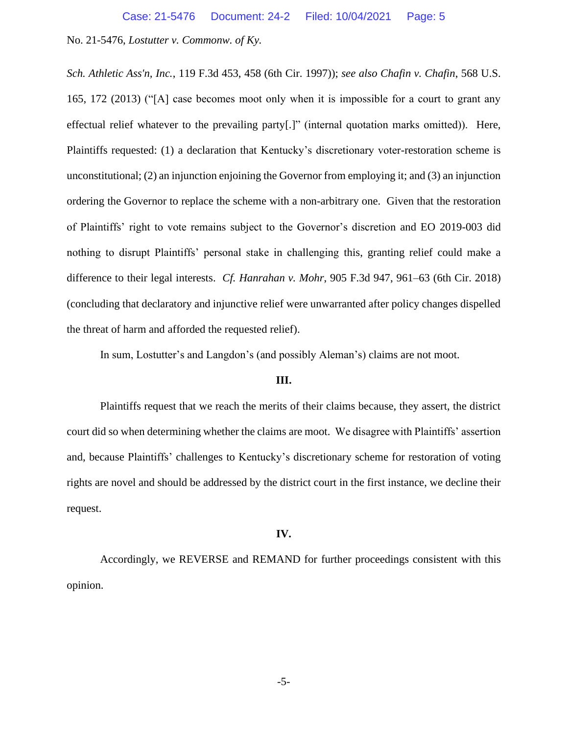*Sch. Athletic Ass'n, Inc.*, 119 F.3d 453, 458 (6th Cir. 1997)); *see also Chafin v. Chafin*, 568 U.S. 165, 172 (2013) ("[A] case becomes moot only when it is impossible for a court to grant any effectual relief whatever to the prevailing party[.]" (internal quotation marks omitted)). Here, Plaintiffs requested: (1) a declaration that Kentucky's discretionary voter-restoration scheme is unconstitutional; (2) an injunction enjoining the Governor from employing it; and (3) an injunction ordering the Governor to replace the scheme with a non-arbitrary one. Given that the restoration of Plaintiffs' right to vote remains subject to the Governor's discretion and EO 2019-003 did nothing to disrupt Plaintiffs' personal stake in challenging this, granting relief could make a difference to their legal interests. *Cf. Hanrahan v. Mohr*, 905 F.3d 947, 961–63 (6th Cir. 2018) (concluding that declaratory and injunctive relief were unwarranted after policy changes dispelled the threat of harm and afforded the requested relief).

In sum, Lostutter's and Langdon's (and possibly Aleman's) claims are not moot.

**III.**

Plaintiffs request that we reach the merits of their claims because, they assert, the district court did so when determining whether the claims are moot. We disagree with Plaintiffs' assertion and, because Plaintiffs' challenges to Kentucky's discretionary scheme for restoration of voting rights are novel and should be addressed by the district court in the first instance, we decline their request.

**IV.**

Accordingly, we REVERSE and REMAND for further proceedings consistent with this opinion.